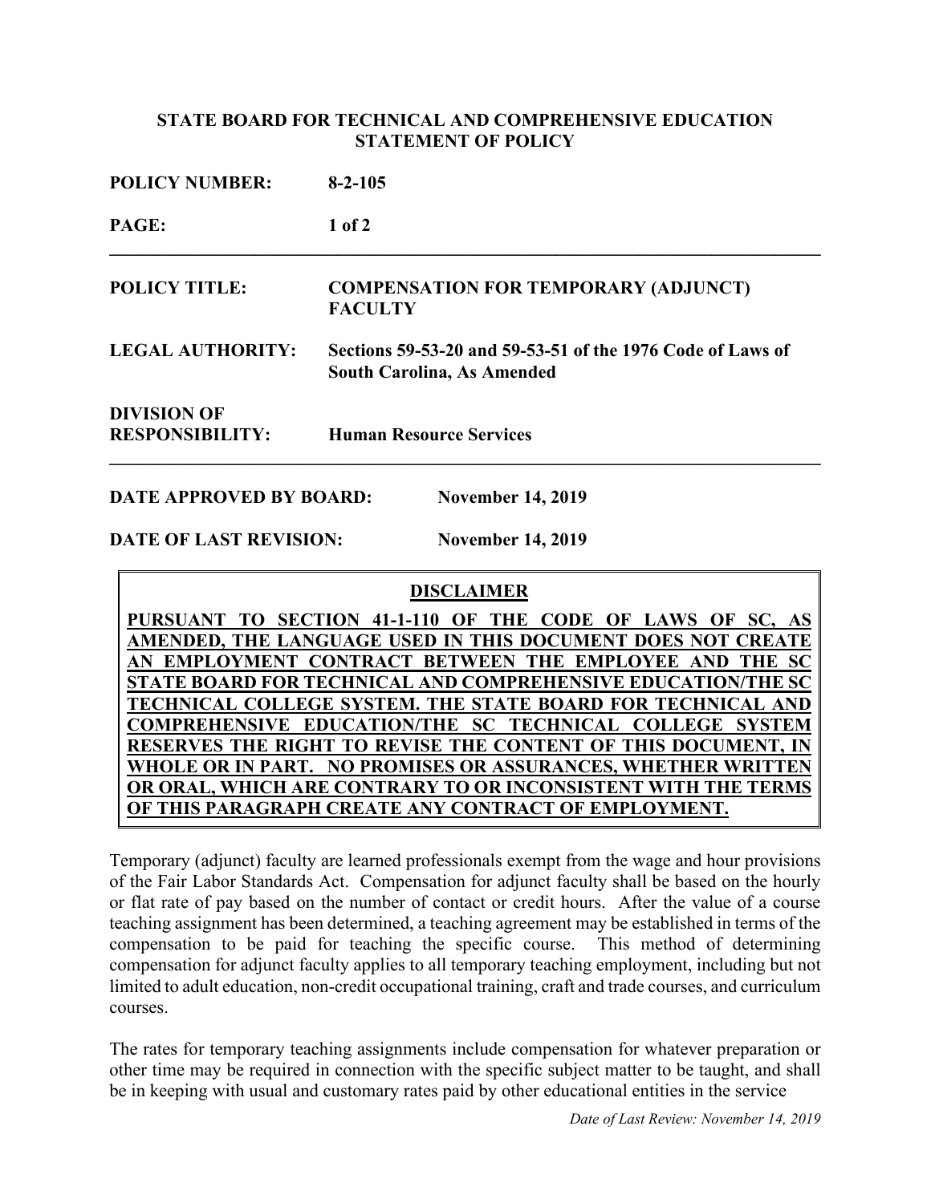**STATE BOARD FOR TECHNICAL AND COMPREHENSIVE EDUCATION**
**STATEMENT OF POLICY**

**POLICY NUMBER:** **8-2-105**

**PAGE:** **1 of 2**

---

**POLICY TITLE:** **COMPENSATION FOR TEMPORARY (ADJUNCT) FACULTY**

**LEGAL AUTHORITY:** **Sections 59-53-20 and 59-53-51 of the 1976 Code of Laws of South Carolina, As Amended**

**DIVISION OF RESPONSIBILITY:** **Human Resource Services**

---

**DATE APPROVED BY BOARD:** **November 14, 2019**

**DATE OF LAST REVISION:** **November 14, 2019**

> **DISCLAIMER**
>
> **PURSUANT TO SECTION 41-1-110 OF THE CODE OF LAWS OF SC, AS AMENDED, THE LANGUAGE USED IN THIS DOCUMENT DOES NOT CREATE AN EMPLOYMENT CONTRACT BETWEEN THE EMPLOYEE AND THE SC STATE BOARD FOR TECHNICAL AND COMPREHENSIVE EDUCATION/THE SC TECHNICAL COLLEGE SYSTEM. THE STATE BOARD FOR TECHNICAL AND COMPREHENSIVE EDUCATION/THE SC TECHNICAL COLLEGE SYSTEM RESERVES THE RIGHT TO REVISE THE CONTENT OF THIS DOCUMENT, IN WHOLE OR IN PART. NO PROMISES OR ASSURANCES, WHETHER WRITTEN OR ORAL, WHICH ARE CONTRARY TO OR INCONSISTENT WITH THE TERMS OF THIS PARAGRAPH CREATE ANY CONTRACT OF EMPLOYMENT.**

Temporary (adjunct) faculty are learned professionals exempt from the wage and hour provisions of the Fair Labor Standards Act. Compensation for adjunct faculty shall be based on the hourly or flat rate of pay based on the number of contact or credit hours. After the value of a course teaching assignment has been determined, a teaching agreement may be established in terms of the compensation to be paid for teaching the specific course. This method of determining compensation for adjunct faculty applies to all temporary teaching employment, including but not limited to adult education, non-credit occupational training, craft and trade courses, and curriculum courses.

The rates for temporary teaching assignments include compensation for whatever preparation or other time may be required in connection with the specific subject matter to be taught, and shall be in keeping with usual and customary rates paid by other educational entities in the service

*Date of Last Review: November 14, 2019*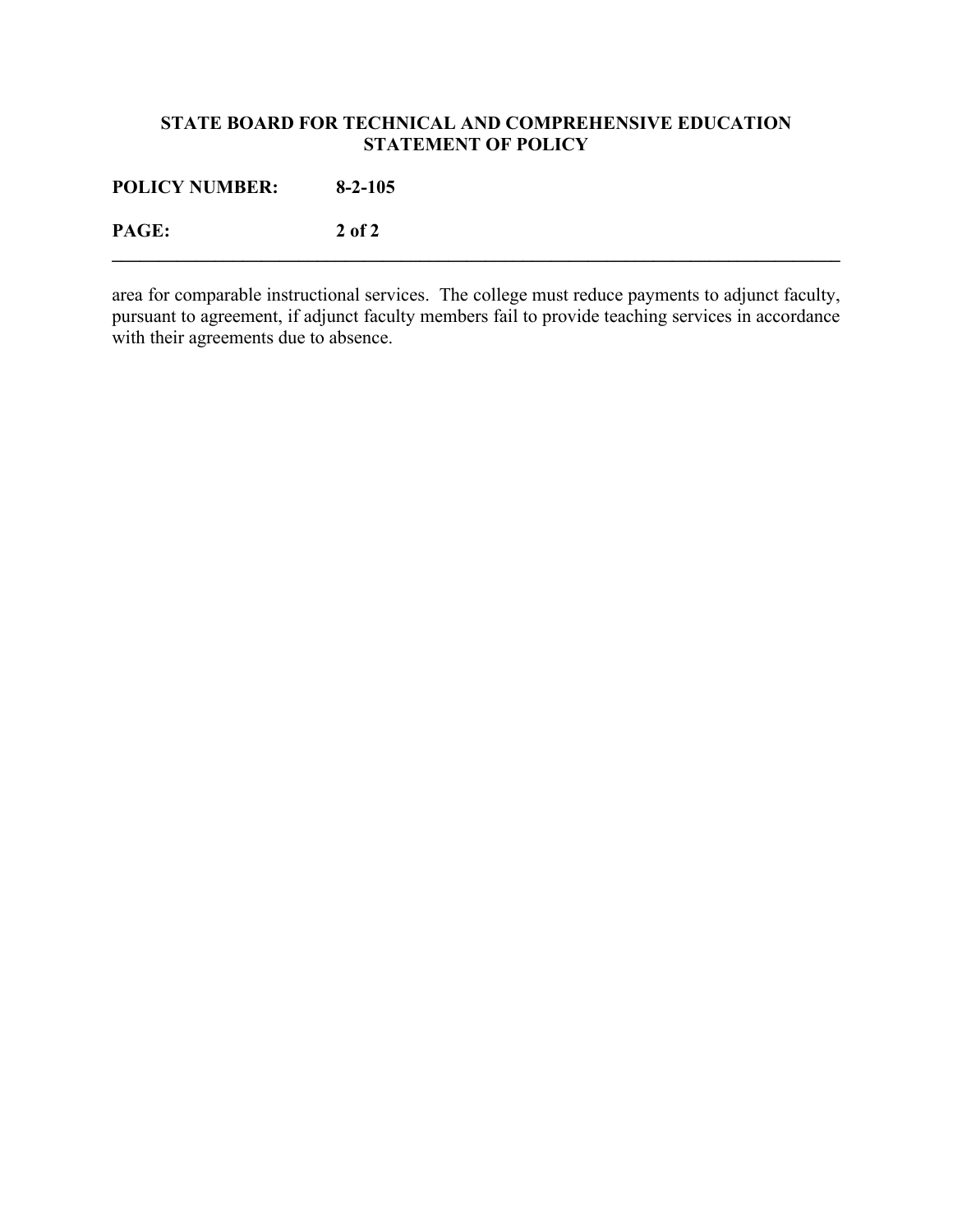area for comparable instructional services. The college must reduce payments to adjunct faculty, pursuant to agreement, if adjunct faculty members fail to provide teaching services in accordance with their agreements due to absence.